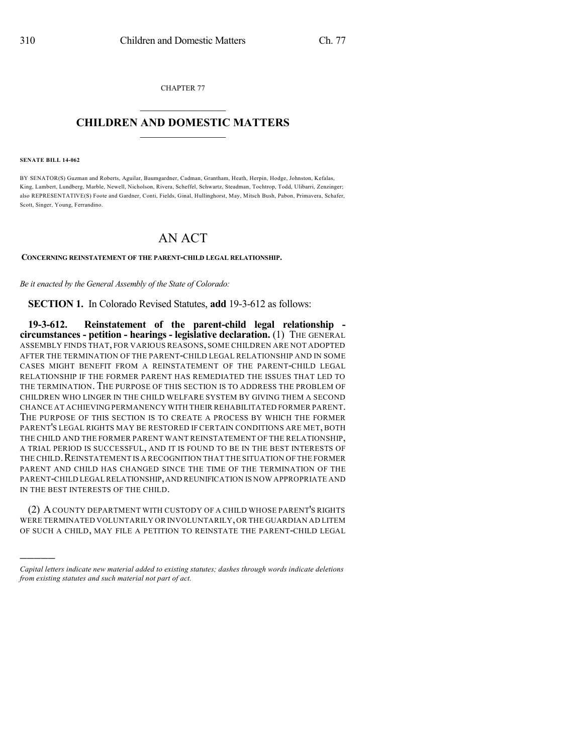CHAPTER 77

# CHILDREN AND DOMESTIC MATTERS

**SENATE BILL 14-062**

BY SENATOR(S) Guzman and Roberts, Aguilar, Baumgardner, Cadman, Grantham, Heath, Herpin, Hodge, Johnston, Kefalas, King, Lambert, Lundberg, Marble, Newell, Nicholson, Rivera, Scheffel, Schwartz, Steadman, Tochtrop, Todd, Ulibarri, Zenzinger; also REPRESENTATIVE(S) Foote and Gardner, Conti, Fields, Ginal, Hullinghorst, May, Mitsch Bush, Pabon, Primavera, Schafer, Scott, Singer, Young, Ferrandino.

# AN ACT

**CONCERNING REINSTATEMENT OF THE PARENT-CHILD LEGAL RELATIONSHIP.**

*Be it enacted by the General Assembly of the State of Colorado:*

**SECTION 1.** In Colorado Revised Statutes, **add** 19-3-612 as follows:

**19-3-612. Reinstatement of the parent-child legal relationship - circumstances - petition - hearings - legislative declaration.** (1) THE GENERAL ASSEMBLY FINDS THAT, FOR VARIOUS REASONS, SOME CHILDREN ARE NOT ADOPTED AFTER THE TERMINATION OF THE PARENT-CHILD LEGAL RELATIONSHIP AND IN SOME CASES MIGHT BENEFIT FROM A REINSTATEMENT OF THE PARENT-CHILD LEGAL RELATIONSHIP IF THE FORMER PARENT HAS REMEDIATED THE ISSUES THAT LED TO THE TERMINATION. THE PURPOSE OF THIS SECTION IS TO ADDRESS THE PROBLEM OF CHILDREN WHO LINGER IN THE CHILD WELFARE SYSTEM BY GIVING THEM A SECOND CHANCE AT ACHIEVING PERMANENCY WITH THEIR REHABILITATED FORMER PARENT. THE PURPOSE OF THIS SECTION IS TO CREATE A PROCESS BY WHICH THE FORMER PARENT'S LEGAL RIGHTS MAY BE RESTORED IF CERTAIN CONDITIONS ARE MET, BOTH THE CHILD AND THE FORMER PARENT WANT REINSTATEMENT OF THE RELATIONSHIP, A TRIAL PERIOD IS SUCCESSFUL, AND IT IS FOUND TO BE IN THE BEST INTERESTS OF THE CHILD. REINSTATEMENT IS A RECOGNITION THAT THE SITUATION OF THE FORMER PARENT AND CHILD HAS CHANGED SINCE THE TIME OF THE TERMINATION OF THE PARENT-CHILD LEGAL RELATIONSHIP, AND REUNIFICATION IS NOW APPROPRIATE AND IN THE BEST INTERESTS OF THE CHILD.

(2) A COUNTY DEPARTMENT WITH CUSTODY OF A CHILD WHOSE PARENT'S RIGHTS WERE TERMINATED VOLUNTARILY OR INVOLUNTARILY, OR THE GUARDIAN AD LITEM OF SUCH A CHILD, MAY FILE A PETITION TO REINSTATE THE PARENT-CHILD LEGAL

*Capital letters indicate new material added to existing statutes; dashes through words indicate deletions from existing statutes and such material not part of act.*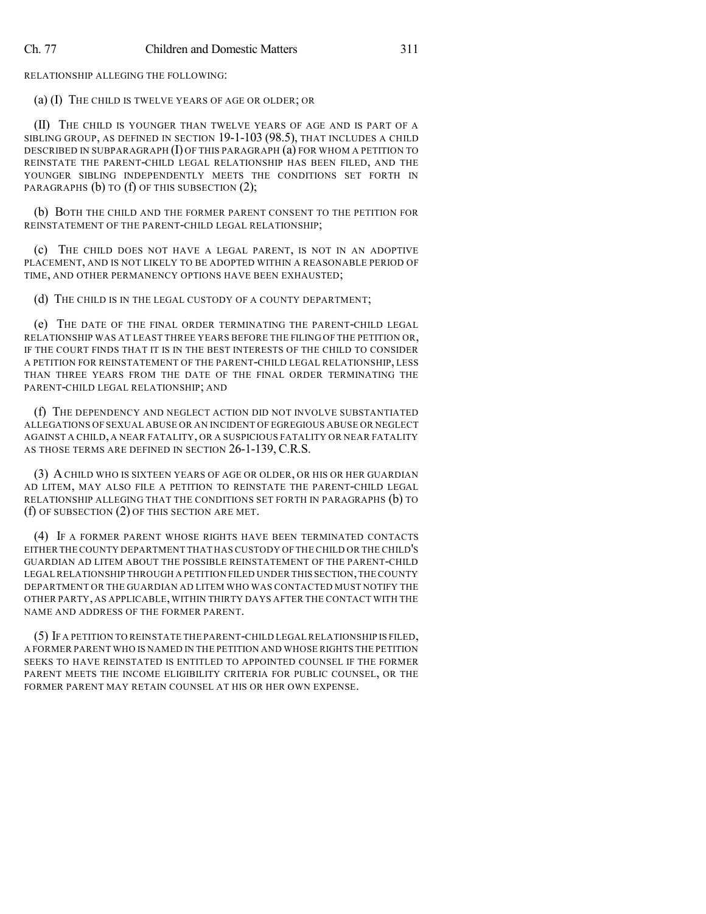RELATIONSHIP ALLEGING THE FOLLOWING:

(a) (I) THE CHILD IS TWELVE YEARS OF AGE OR OLDER; OR

(II) THE CHILD IS YOUNGER THAN TWELVE YEARS OF AGE AND IS PART OF A SIBLING GROUP, AS DEFINED IN SECTION 19-1-103 (98.5), THAT INCLUDES A CHILD DESCRIBED IN SUBPARAGRAPH (I) OF THIS PARAGRAPH (a) FOR WHOM A PETITION TO REINSTATE THE PARENT-CHILD LEGAL RELATIONSHIP HAS BEEN FILED, AND THE YOUNGER SIBLING INDEPENDENTLY MEETS THE CONDITIONS SET FORTH IN PARAGRAPHS (b) TO (f) OF THIS SUBSECTION (2);

(b) BOTH THE CHILD AND THE FORMER PARENT CONSENT TO THE PETITION FOR REINSTATEMENT OF THE PARENT-CHILD LEGAL RELATIONSHIP;

(c) THE CHILD DOES NOT HAVE A LEGAL PARENT, IS NOT IN AN ADOPTIVE PLACEMENT, AND IS NOT LIKELY TO BE ADOPTED WITHIN A REASONABLE PERIOD OF TIME, AND OTHER PERMANENCY OPTIONS HAVE BEEN EXHAUSTED;

(d) THE CHILD IS IN THE LEGAL CUSTODY OF A COUNTY DEPARTMENT;

(e) THE DATE OF THE FINAL ORDER TERMINATING THE PARENT-CHILD LEGAL RELATIONSHIP WAS AT LEAST THREE YEARS BEFORE THE FILING OF THE PETITION OR, IF THE COURT FINDS THAT IT IS IN THE BEST INTERESTS OF THE CHILD TO CONSIDER A PETITION FOR REINSTATEMENT OF THE PARENT-CHILD LEGAL RELATIONSHIP, LESS THAN THREE YEARS FROM THE DATE OF THE FINAL ORDER TERMINATING THE PARENT-CHILD LEGAL RELATIONSHIP; AND

(f) THE DEPENDENCY AND NEGLECT ACTION DID NOT INVOLVE SUBSTANTIATED ALLEGATIONS OF SEXUAL ABUSE OR AN INCIDENT OF EGREGIOUS ABUSE OR NEGLECT AGAINST A CHILD, A NEAR FATALITY, OR A SUSPICIOUS FATALITY OR NEAR FATALITY AS THOSE TERMS ARE DEFINED IN SECTION 26-1-139, C.R.S.

(3) A CHILD WHO IS SIXTEEN YEARS OF AGE OR OLDER, OR HIS OR HER GUARDIAN AD LITEM, MAY ALSO FILE A PETITION TO REINSTATE THE PARENT-CHILD LEGAL RELATIONSHIP ALLEGING THAT THE CONDITIONS SET FORTH IN PARAGRAPHS (b) TO (f) OF SUBSECTION (2) OF THIS SECTION ARE MET.

(4) IF A FORMER PARENT WHOSE RIGHTS HAVE BEEN TERMINATED CONTACTS EITHER THE COUNTY DEPARTMENT THAT HAS CUSTODY OF THE CHILD OR THE CHILD'S GUARDIAN AD LITEM ABOUT THE POSSIBLE REINSTATEMENT OF THE PARENT-CHILD LEGAL RELATIONSHIP THROUGH A PETITION FILED UNDER THIS SECTION, THE COUNTY DEPARTMENT OR THE GUARDIAN AD LITEM WHO WAS CONTACTED MUST NOTIFY THE OTHER PARTY, AS APPLICABLE, WITHIN THIRTY DAYS AFTER THE CONTACT WITH THE NAME AND ADDRESS OF THE FORMER PARENT.

(5) IF A PETITION TO REINSTATE THE PARENT-CHILD LEGAL RELATIONSHIP IS FILED, A FORMER PARENT WHO IS NAMED IN THE PETITION AND WHOSE RIGHTS THE PETITION SEEKS TO HAVE REINSTATED IS ENTITLED TO APPOINTED COUNSEL IF THE FORMER PARENT MEETS THE INCOME ELIGIBILITY CRITERIA FOR PUBLIC COUNSEL, OR THE FORMER PARENT MAY RETAIN COUNSEL AT HIS OR HER OWN EXPENSE.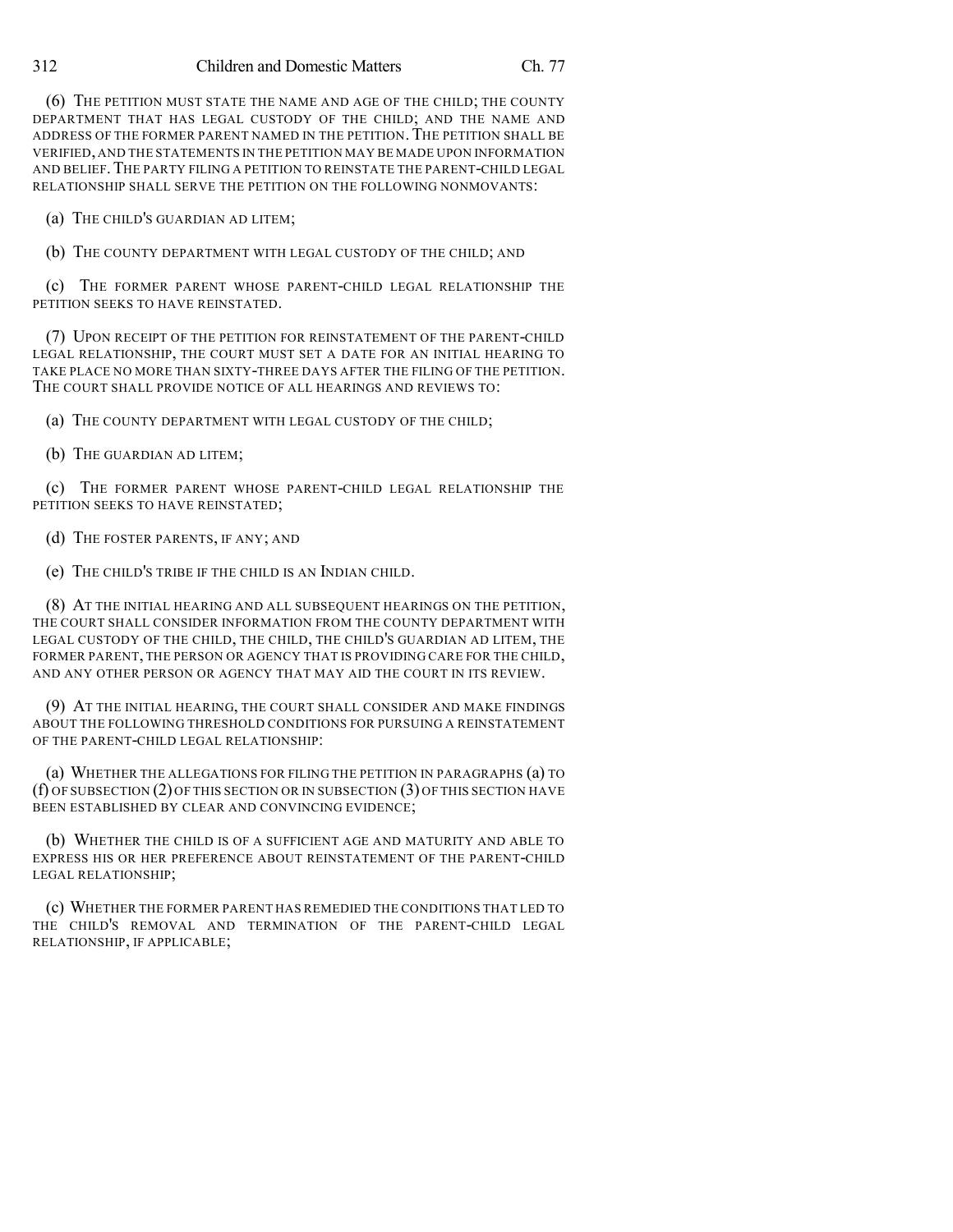(6) THE PETITION MUST STATE THE NAME AND AGE OF THE CHILD; THE COUNTY DEPARTMENT THAT HAS LEGAL CUSTODY OF THE CHILD; AND THE NAME AND ADDRESS OF THE FORMER PARENT NAMED IN THE PETITION. THE PETITION SHALL BE VERIFIED, AND THE STATEMENTS IN THE PETITION MAY BE MADE UPON INFORMATION AND BELIEF. THE PARTY FILING A PETITION TO REINSTATE THE PARENT-CHILD LEGAL RELATIONSHIP SHALL SERVE THE PETITION ON THE FOLLOWING NONMOVANTS:

(a) THE CHILD'S GUARDIAN AD LITEM;

(b) THE COUNTY DEPARTMENT WITH LEGAL CUSTODY OF THE CHILD; AND

(c) THE FORMER PARENT WHOSE PARENT-CHILD LEGAL RELATIONSHIP THE PETITION SEEKS TO HAVE REINSTATED.

(7) UPON RECEIPT OF THE PETITION FOR REINSTATEMENT OF THE PARENT-CHILD LEGAL RELATIONSHIP, THE COURT MUST SET A DATE FOR AN INITIAL HEARING TO TAKE PLACE NO MORE THAN SIXTY-THREE DAYS AFTER THE FILING OF THE PETITION. THE COURT SHALL PROVIDE NOTICE OF ALL HEARINGS AND REVIEWS TO:

(a) THE COUNTY DEPARTMENT WITH LEGAL CUSTODY OF THE CHILD;

(b) THE GUARDIAN AD LITEM;

(c) THE FORMER PARENT WHOSE PARENT-CHILD LEGAL RELATIONSHIP THE PETITION SEEKS TO HAVE REINSTATED;

(d) THE FOSTER PARENTS, IF ANY; AND

(e) THE CHILD'S TRIBE IF THE CHILD IS AN INDIAN CHILD.

(8) AT THE INITIAL HEARING AND ALL SUBSEQUENT HEARINGS ON THE PETITION, THE COURT SHALL CONSIDER INFORMATION FROM THE COUNTY DEPARTMENT WITH LEGAL CUSTODY OF THE CHILD, THE CHILD, THE CHILD'S GUARDIAN AD LITEM, THE FORMER PARENT, THE PERSON OR AGENCY THAT IS PROVIDING CARE FOR THE CHILD, AND ANY OTHER PERSON OR AGENCY THAT MAY AID THE COURT IN ITS REVIEW.

(9) AT THE INITIAL HEARING, THE COURT SHALL CONSIDER AND MAKE FINDINGS ABOUT THE FOLLOWING THRESHOLD CONDITIONS FOR PURSUING A REINSTATEMENT OF THE PARENT-CHILD LEGAL RELATIONSHIP:

(a) WHETHER THE ALLEGATIONS FOR FILING THE PETITION IN PARAGRAPHS (a) TO (f) OF SUBSECTION (2) OF THIS SECTION OR IN SUBSECTION (3) OF THIS SECTION HAVE BEEN ESTABLISHED BY CLEAR AND CONVINCING EVIDENCE;

(b) WHETHER THE CHILD IS OF A SUFFICIENT AGE AND MATURITY AND ABLE TO EXPRESS HIS OR HER PREFERENCE ABOUT REINSTATEMENT OF THE PARENT-CHILD LEGAL RELATIONSHIP;

(c) WHETHER THE FORMER PARENT HAS REMEDIED THE CONDITIONS THAT LED TO THE CHILD'S REMOVAL AND TERMINATION OF THE PARENT-CHILD LEGAL RELATIONSHIP, IF APPLICABLE;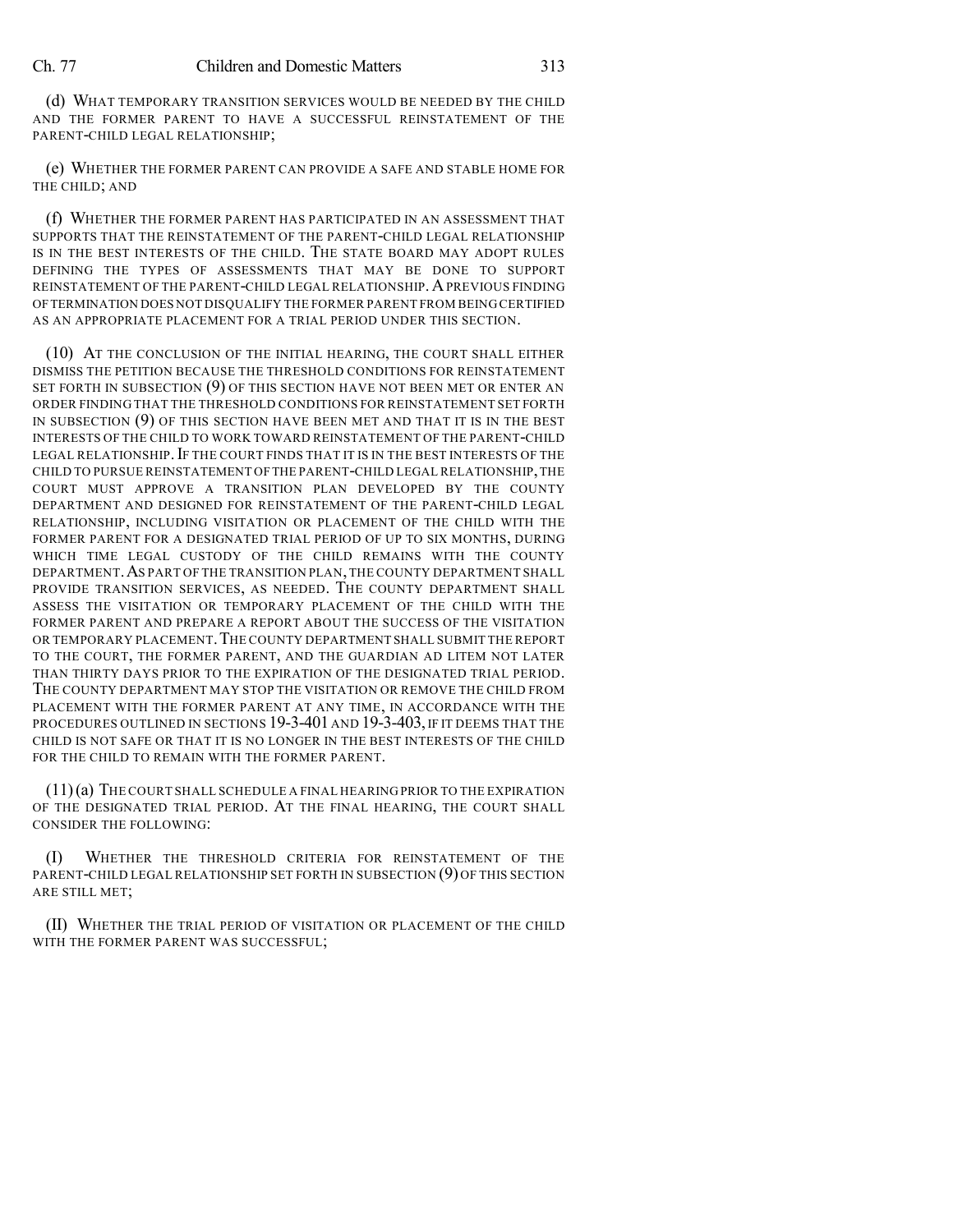(d) WHAT TEMPORARY TRANSITION SERVICES WOULD BE NEEDED BY THE CHILD AND THE FORMER PARENT TO HAVE A SUCCESSFUL REINSTATEMENT OF THE PARENT-CHILD LEGAL RELATIONSHIP;

(e) WHETHER THE FORMER PARENT CAN PROVIDE A SAFE AND STABLE HOME FOR THE CHILD; AND

(f) WHETHER THE FORMER PARENT HAS PARTICIPATED IN AN ASSESSMENT THAT SUPPORTS THAT THE REINSTATEMENT OF THE PARENT-CHILD LEGAL RELATIONSHIP IS IN THE BEST INTERESTS OF THE CHILD. THE STATE BOARD MAY ADOPT RULES DEFINING THE TYPES OF ASSESSMENTS THAT MAY BE DONE TO SUPPORT REINSTATEMENT OF THE PARENT-CHILD LEGAL RELATIONSHIP. A PREVIOUS FINDING OF TERMINATION DOES NOT DISQUALIFY THE FORMER PARENT FROM BEING CERTIFIED AS AN APPROPRIATE PLACEMENT FOR A TRIAL PERIOD UNDER THIS SECTION.

(10) AT THE CONCLUSION OF THE INITIAL HEARING, THE COURT SHALL EITHER DISMISS THE PETITION BECAUSE THE THRESHOLD CONDITIONS FOR REINSTATEMENT SET FORTH IN SUBSECTION (9) OF THIS SECTION HAVE NOT BEEN MET OR ENTER AN ORDER FINDING THAT THE THRESHOLD CONDITIONS FOR REINSTATEMENT SET FORTH IN SUBSECTION (9) OF THIS SECTION HAVE BEEN MET AND THAT IT IS IN THE BEST INTERESTS OF THE CHILD TO WORK TOWARD REINSTATEMENT OF THE PARENT-CHILD LEGAL RELATIONSHIP. IF THE COURT FINDS THAT IT IS IN THE BEST INTERESTS OF THE CHILD TO PURSUE REINSTATEMENT OF THE PARENT-CHILD LEGAL RELATIONSHIP, THE COURT MUST APPROVE A TRANSITION PLAN DEVELOPED BY THE COUNTY DEPARTMENT AND DESIGNED FOR REINSTATEMENT OF THE PARENT-CHILD LEGAL RELATIONSHIP, INCLUDING VISITATION OR PLACEMENT OF THE CHILD WITH THE FORMER PARENT FOR A DESIGNATED TRIAL PERIOD OF UP TO SIX MONTHS, DURING WHICH TIME LEGAL CUSTODY OF THE CHILD REMAINS WITH THE COUNTY DEPARTMENT. AS PART OF THE TRANSITION PLAN, THE COUNTY DEPARTMENT SHALL PROVIDE TRANSITION SERVICES, AS NEEDED. THE COUNTY DEPARTMENT SHALL ASSESS THE VISITATION OR TEMPORARY PLACEMENT OF THE CHILD WITH THE FORMER PARENT AND PREPARE A REPORT ABOUT THE SUCCESS OF THE VISITATION OR TEMPORARY PLACEMENT. THE COUNTY DEPARTMENT SHALL SUBMIT THE REPORT TO THE COURT, THE FORMER PARENT, AND THE GUARDIAN AD LITEM NOT LATER THAN THIRTY DAYS PRIOR TO THE EXPIRATION OF THE DESIGNATED TRIAL PERIOD. THE COUNTY DEPARTMENT MAY STOP THE VISITATION OR REMOVE THE CHILD FROM PLACEMENT WITH THE FORMER PARENT AT ANY TIME, IN ACCORDANCE WITH THE PROCEDURES OUTLINED IN SECTIONS 19-3-401 AND 19-3-403, IF IT DEEMS THAT THE CHILD IS NOT SAFE OR THAT IT IS NO LONGER IN THE BEST INTERESTS OF THE CHILD FOR THE CHILD TO REMAIN WITH THE FORMER PARENT.

(11) (a) THE COURT SHALL SCHEDULE A FINAL HEARING PRIOR TO THE EXPIRATION OF THE DESIGNATED TRIAL PERIOD. AT THE FINAL HEARING, THE COURT SHALL CONSIDER THE FOLLOWING:

(I) WHETHER THE THRESHOLD CRITERIA FOR REINSTATEMENT OF THE PARENT-CHILD LEGAL RELATIONSHIP SET FORTH IN SUBSECTION (9) OF THIS SECTION ARE STILL MET;

(II) WHETHER THE TRIAL PERIOD OF VISITATION OR PLACEMENT OF THE CHILD WITH THE FORMER PARENT WAS SUCCESSFUL;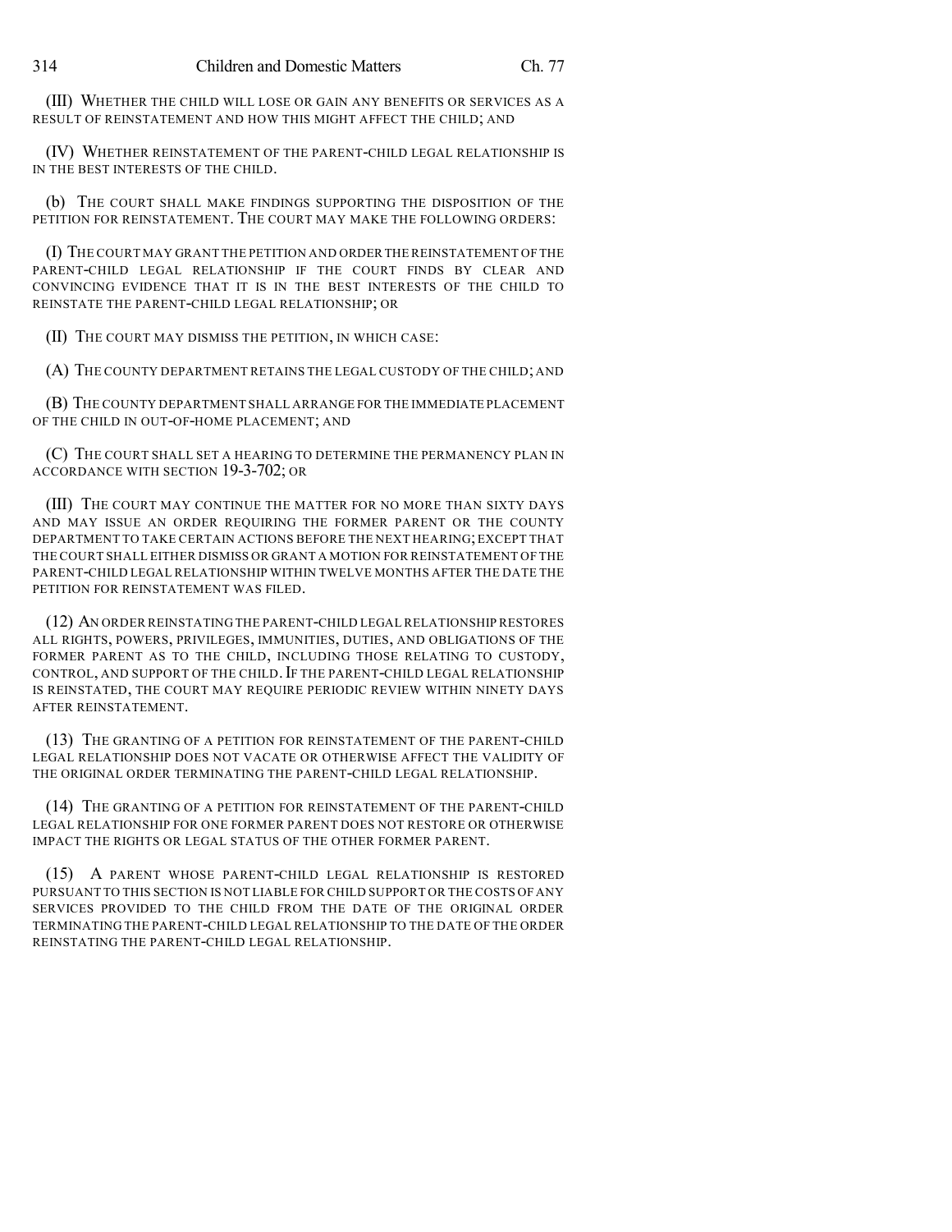(III) WHETHER THE CHILD WILL LOSE OR GAIN ANY BENEFITS OR SERVICES AS A RESULT OF REINSTATEMENT AND HOW THIS MIGHT AFFECT THE CHILD; AND

(IV) WHETHER REINSTATEMENT OF THE PARENT-CHILD LEGAL RELATIONSHIP IS IN THE BEST INTERESTS OF THE CHILD.

(b) THE COURT SHALL MAKE FINDINGS SUPPORTING THE DISPOSITION OF THE PETITION FOR REINSTATEMENT. THE COURT MAY MAKE THE FOLLOWING ORDERS:

(I) THE COURT MAY GRANT THE PETITION AND ORDER THE REINSTATEMENT OF THE PARENT-CHILD LEGAL RELATIONSHIP IF THE COURT FINDS BY CLEAR AND CONVINCING EVIDENCE THAT IT IS IN THE BEST INTERESTS OF THE CHILD TO REINSTATE THE PARENT-CHILD LEGAL RELATIONSHIP; OR

(II) THE COURT MAY DISMISS THE PETITION, IN WHICH CASE:

(A) THE COUNTY DEPARTMENT RETAINS THE LEGAL CUSTODY OF THE CHILD; AND

(B) THE COUNTY DEPARTMENT SHALL ARRANGE FOR THE IMMEDIATE PLACEMENT OF THE CHILD IN OUT-OF-HOME PLACEMENT; AND

(C) THE COURT SHALL SET A HEARING TO DETERMINE THE PERMANENCY PLAN IN ACCORDANCE WITH SECTION 19-3-702; OR

(III) THE COURT MAY CONTINUE THE MATTER FOR NO MORE THAN SIXTY DAYS AND MAY ISSUE AN ORDER REQUIRING THE FORMER PARENT OR THE COUNTY DEPARTMENT TO TAKE CERTAIN ACTIONS BEFORE THE NEXT HEARING; EXCEPT THAT THE COURT SHALL EITHER DISMISS OR GRANT A MOTION FOR REINSTATEMENT OF THE PARENT-CHILD LEGAL RELATIONSHIP WITHIN TWELVE MONTHS AFTER THE DATE THE PETITION FOR REINSTATEMENT WAS FILED.

(12) AN ORDER REINSTATING THE PARENT-CHILD LEGAL RELATIONSHIP RESTORES ALL RIGHTS, POWERS, PRIVILEGES, IMMUNITIES, DUTIES, AND OBLIGATIONS OF THE FORMER PARENT AS TO THE CHILD, INCLUDING THOSE RELATING TO CUSTODY, CONTROL, AND SUPPORT OF THE CHILD. IF THE PARENT-CHILD LEGAL RELATIONSHIP IS REINSTATED, THE COURT MAY REQUIRE PERIODIC REVIEW WITHIN NINETY DAYS AFTER REINSTATEMENT.

(13) THE GRANTING OF A PETITION FOR REINSTATEMENT OF THE PARENT-CHILD LEGAL RELATIONSHIP DOES NOT VACATE OR OTHERWISE AFFECT THE VALIDITY OF THE ORIGINAL ORDER TERMINATING THE PARENT-CHILD LEGAL RELATIONSHIP.

(14) THE GRANTING OF A PETITION FOR REINSTATEMENT OF THE PARENT-CHILD LEGAL RELATIONSHIP FOR ONE FORMER PARENT DOES NOT RESTORE OR OTHERWISE IMPACT THE RIGHTS OR LEGAL STATUS OF THE OTHER FORMER PARENT.

(15) A PARENT WHOSE PARENT-CHILD LEGAL RELATIONSHIP IS RESTORED PURSUANT TO THIS SECTION IS NOT LIABLE FOR CHILD SUPPORT OR THE COSTS OF ANY SERVICES PROVIDED TO THE CHILD FROM THE DATE OF THE ORIGINAL ORDER TERMINATING THE PARENT-CHILD LEGAL RELATIONSHIP TO THE DATE OF THE ORDER REINSTATING THE PARENT-CHILD LEGAL RELATIONSHIP.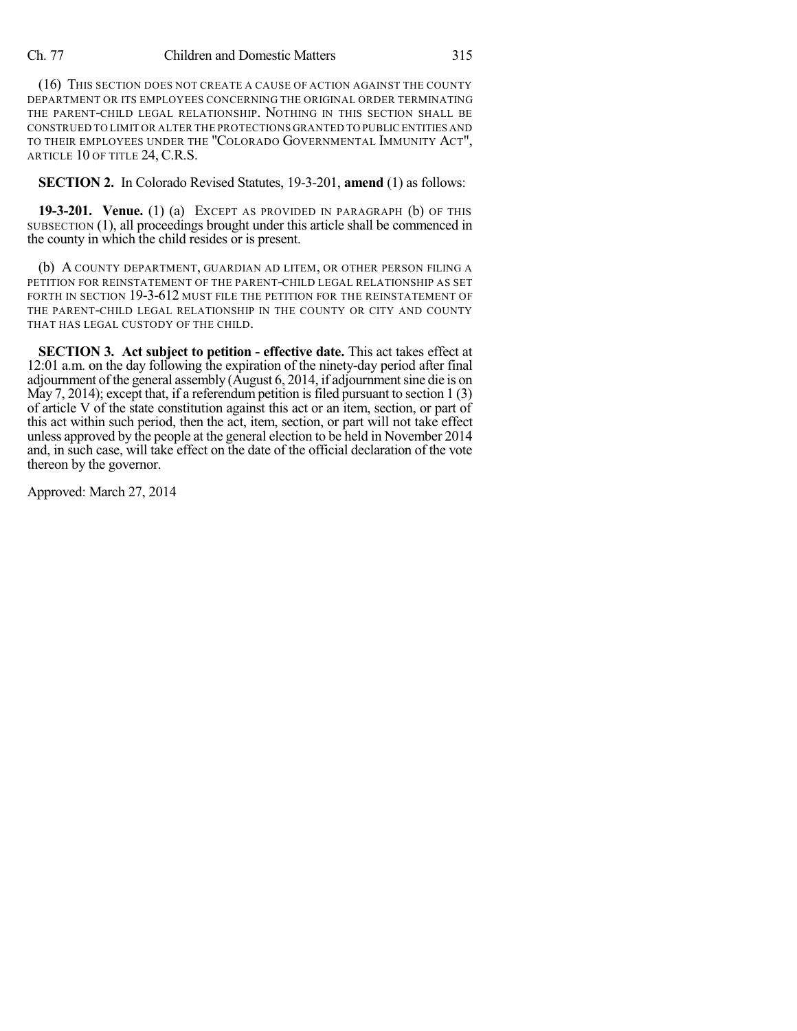(16) THIS SECTION DOES NOT CREATE A CAUSE OF ACTION AGAINST THE COUNTY DEPARTMENT OR ITS EMPLOYEES CONCERNING THE ORIGINAL ORDER TERMINATING THE PARENT-CHILD LEGAL RELATIONSHIP. NOTHING IN THIS SECTION SHALL BE CONSTRUED TO LIMIT OR ALTER THE PROTECTIONS GRANTED TO PUBLIC ENTITIES AND TO THEIR EMPLOYEES UNDER THE "COLORADO GOVERNMENTAL IMMUNITY ACT", ARTICLE 10 OF TITLE 24, C.R.S.

**SECTION 2.** In Colorado Revised Statutes, 19-3-201, **amend** (1) as follows:

**19-3-201. Venue.** (1) (a) EXCEPT AS PROVIDED IN PARAGRAPH (b) OF THIS SUBSECTION (1), all proceedings brought under this article shall be commenced in the county in which the child resides or is present.

(b) A COUNTY DEPARTMENT, GUARDIAN AD LITEM, OR OTHER PERSON FILING A PETITION FOR REINSTATEMENT OF THE PARENT-CHILD LEGAL RELATIONSHIP AS SET FORTH IN SECTION 19-3-612 MUST FILE THE PETITION FOR THE REINSTATEMENT OF THE PARENT-CHILD LEGAL RELATIONSHIP IN THE COUNTY OR CITY AND COUNTY THAT HAS LEGAL CUSTODY OF THE CHILD.

**SECTION 3. Act subject to petition - effective date.** This act takes effect at 12:01 a.m. on the day following the expiration of the ninety-day period after final adjournment of the general assembly (August 6, 2014, if adjournment sine die is on May 7, 2014); except that, if a referendum petition is filed pursuant to section 1 (3) of article V of the state constitution against this act or an item, section, or part of this act within such period, then the act, item, section, or part will not take effect unless approved by the people at the general election to be held in November 2014 and, in such case, will take effect on the date of the official declaration of the vote thereon by the governor.

Approved: March 27, 2014